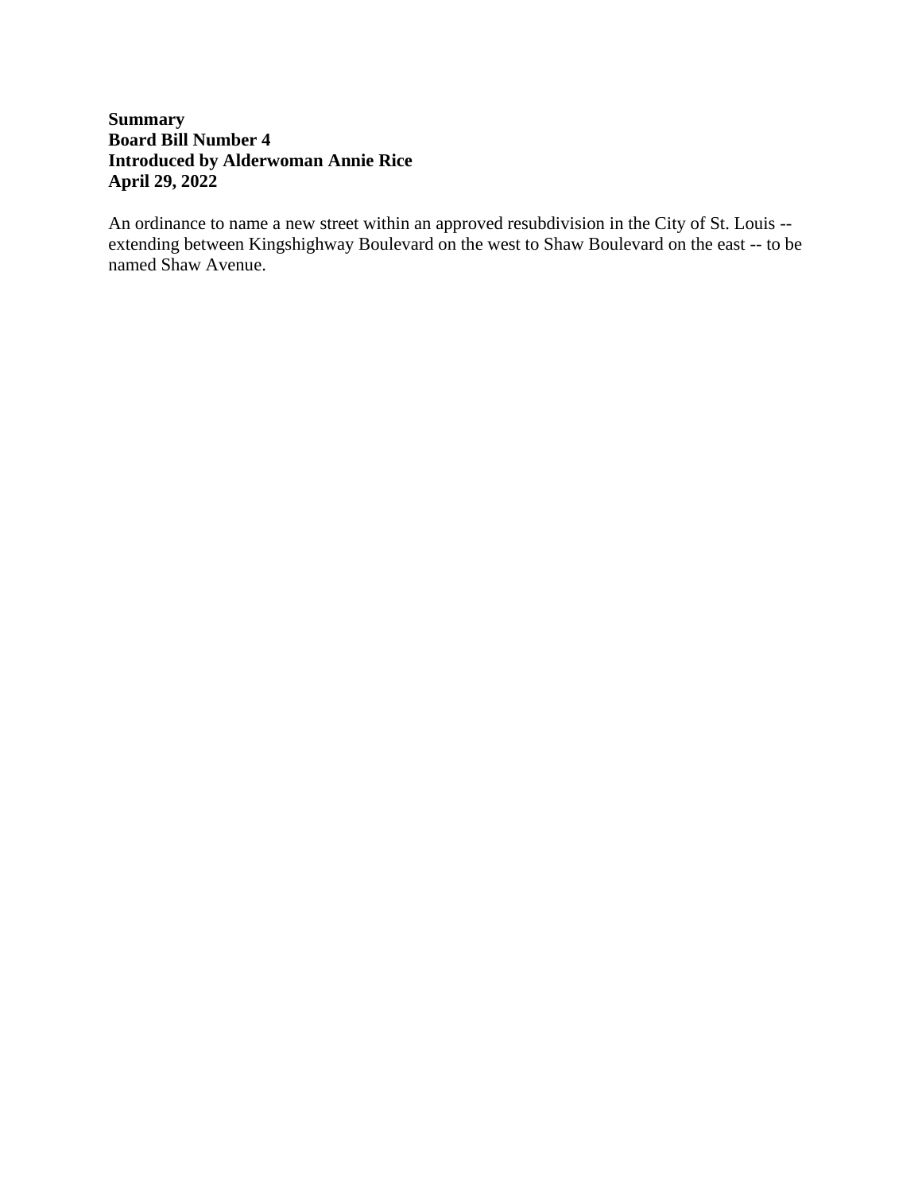**Summary**
**Board Bill Number 4**
**Introduced by Alderwoman Annie Rice**
**April 29, 2022**

An ordinance to name a new street within an approved resubdivision in the City of St. Louis -- extending between Kingshighway Boulevard on the west to Shaw Boulevard on the east -- to be named Shaw Avenue.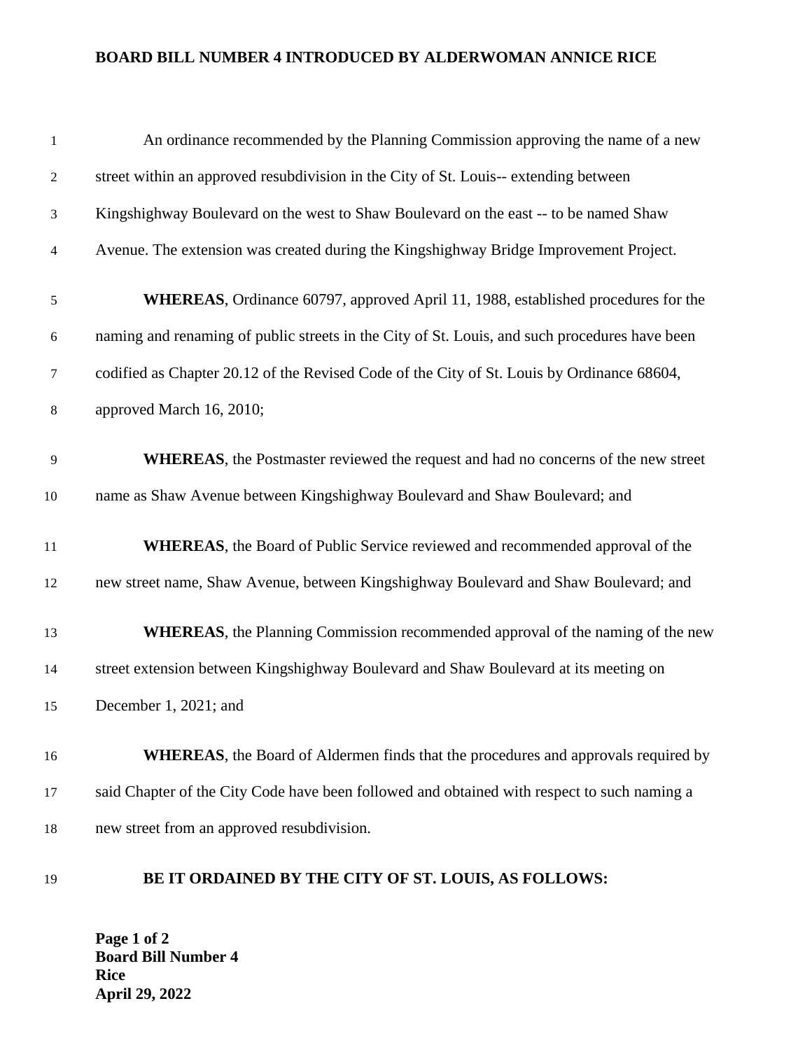**BOARD BILL NUMBER 4 INTRODUCED BY ALDERWOMAN ANNICE RICE**

An ordinance recommended by the Planning Commission approving the name of a new street within an approved resubdivision in the City of St. Louis-- extending between Kingshighway Boulevard on the west to Shaw Boulevard on the east -- to be named Shaw Avenue. The extension was created during the Kingshighway Bridge Improvement Project.

**WHEREAS**, Ordinance 60797, approved April 11, 1988, established procedures for the naming and renaming of public streets in the City of St. Louis, and such procedures have been codified as Chapter 20.12 of the Revised Code of the City of St. Louis by Ordinance 68604, approved March 16, 2010;

**WHEREAS**, the Postmaster reviewed the request and had no concerns of the new street name as Shaw Avenue between Kingshighway Boulevard and Shaw Boulevard; and

**WHEREAS**, the Board of Public Service reviewed and recommended approval of the new street name, Shaw Avenue, between Kingshighway Boulevard and Shaw Boulevard; and

**WHEREAS**, the Planning Commission recommended approval of the naming of the new street extension between Kingshighway Boulevard and Shaw Boulevard at its meeting on December 1, 2021; and

**WHEREAS**, the Board of Aldermen finds that the procedures and approvals required by said Chapter of the City Code have been followed and obtained with respect to such naming a new street from an approved resubdivision.

**BE IT ORDAINED BY THE CITY OF ST. LOUIS, AS FOLLOWS:**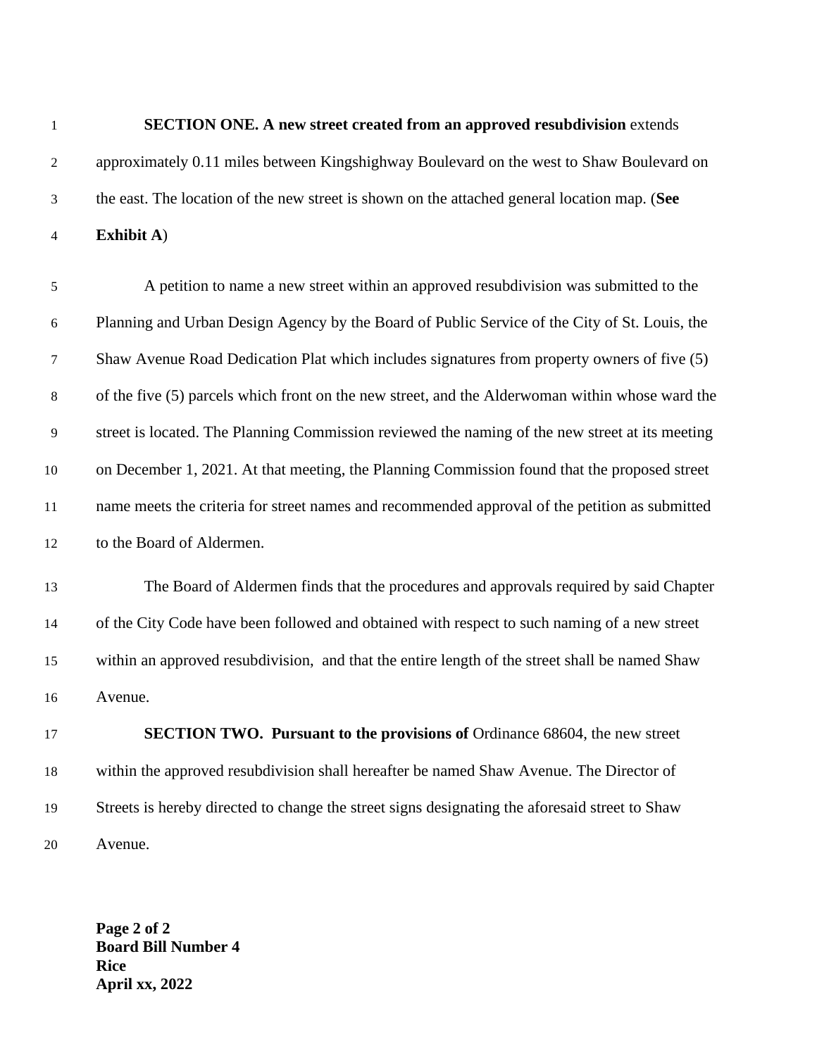**SECTION ONE. A new street created from an approved resubdivision** extends approximately 0.11 miles between Kingshighway Boulevard on the west to Shaw Boulevard on the east. The location of the new street is shown on the attached general location map. (**See Exhibit A**)

A petition to name a new street within an approved resubdivision was submitted to the Planning and Urban Design Agency by the Board of Public Service of the City of St. Louis, the Shaw Avenue Road Dedication Plat which includes signatures from property owners of five (5) of the five (5) parcels which front on the new street, and the Alderwoman within whose ward the street is located. The Planning Commission reviewed the naming of the new street at its meeting on December 1, 2021. At that meeting, the Planning Commission found that the proposed street name meets the criteria for street names and recommended approval of the petition as submitted to the Board of Aldermen.

The Board of Aldermen finds that the procedures and approvals required by said Chapter of the City Code have been followed and obtained with respect to such naming of a new street within an approved resubdivision, and that the entire length of the street shall be named Shaw Avenue.

**SECTION TWO. Pursuant to the provisions of** Ordinance 68604, the new street within the approved resubdivision shall hereafter be named Shaw Avenue. The Director of Streets is hereby directed to change the street signs designating the aforesaid street to Shaw Avenue.

**Board Bill Number 4**
**Rice**
**April xx, 2022**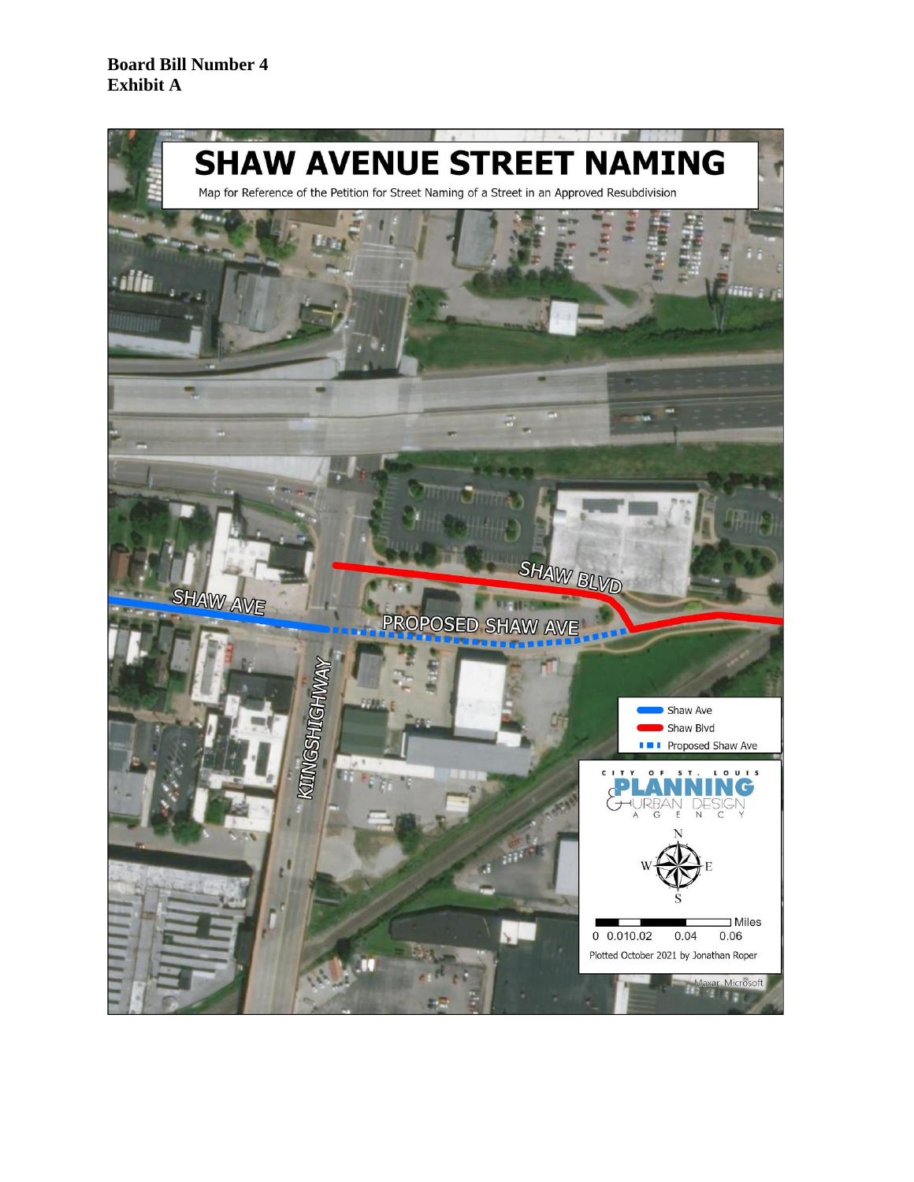**Board Bill Number 4**
**Exhibit A**

# SHAW AVENUE STREET NAMING

Map for Reference of the Petition for Street Naming of a Street in an Approved Resubdivision

SHAW AVE

SHAW BLVD

PROPOSED SHAW AVE

KINGSHIGHWAY

- Shaw Ave
- Shaw Blvd
- Proposed Shaw Ave

CITY OF ST. LOUIS
PLANNING & URBAN DESIGN AGENCY

N
W E
S

Miles
0 0.01 0.02 0.04 0.06

Plotted October 2021 by Jonathan Roper

Maxar, Microsoft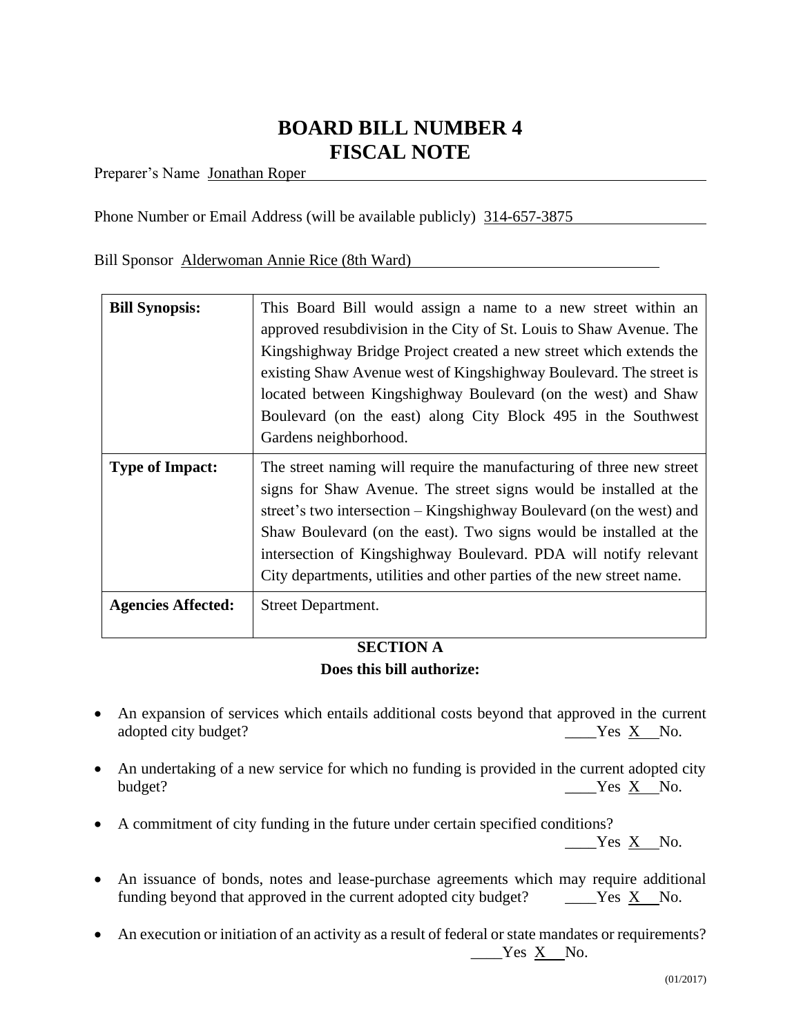# BOARD BILL NUMBER 4
# FISCAL NOTE

Preparer's Name Jonathan Roper

Phone Number or Email Address (will be available publicly) 314-657-3875

Bill Sponsor Alderwoman Annie Rice (8th Ward)

| | |
|---|---|
| **Bill Synopsis:** | This Board Bill would assign a name to a new street within an approved resubdivision in the City of St. Louis to Shaw Avenue. The Kingshighway Bridge Project created a new street which extends the existing Shaw Avenue west of Kingshighway Boulevard. The street is located between Kingshighway Boulevard (on the west) and Shaw Boulevard (on the east) along City Block 495 in the Southwest Gardens neighborhood. |
| **Type of Impact:** | The street naming will require the manufacturing of three new street signs for Shaw Avenue. The street signs would be installed at the street's two intersection – Kingshighway Boulevard (on the west) and Shaw Boulevard (on the east). Two signs would be installed at the intersection of Kingshighway Boulevard. PDA will notify relevant City departments, utilities and other parties of the new street name. |
| **Agencies Affected:** | Street Department. |

**SECTION A**

**Does this bill authorize:**

- An expansion of services which entails additional costs beyond that approved in the current adopted city budget? ____Yes X No.
- An undertaking of a new service for which no funding is provided in the current adopted city budget? ____Yes X No.
- A commitment of city funding in the future under certain specified conditions? ____Yes X No.
- An issuance of bonds, notes and lease-purchase agreements which may require additional funding beyond that approved in the current adopted city budget? ____Yes X No.
- An execution or initiation of an activity as a result of federal or state mandates or requirements? ____Yes X No.

(01/2017)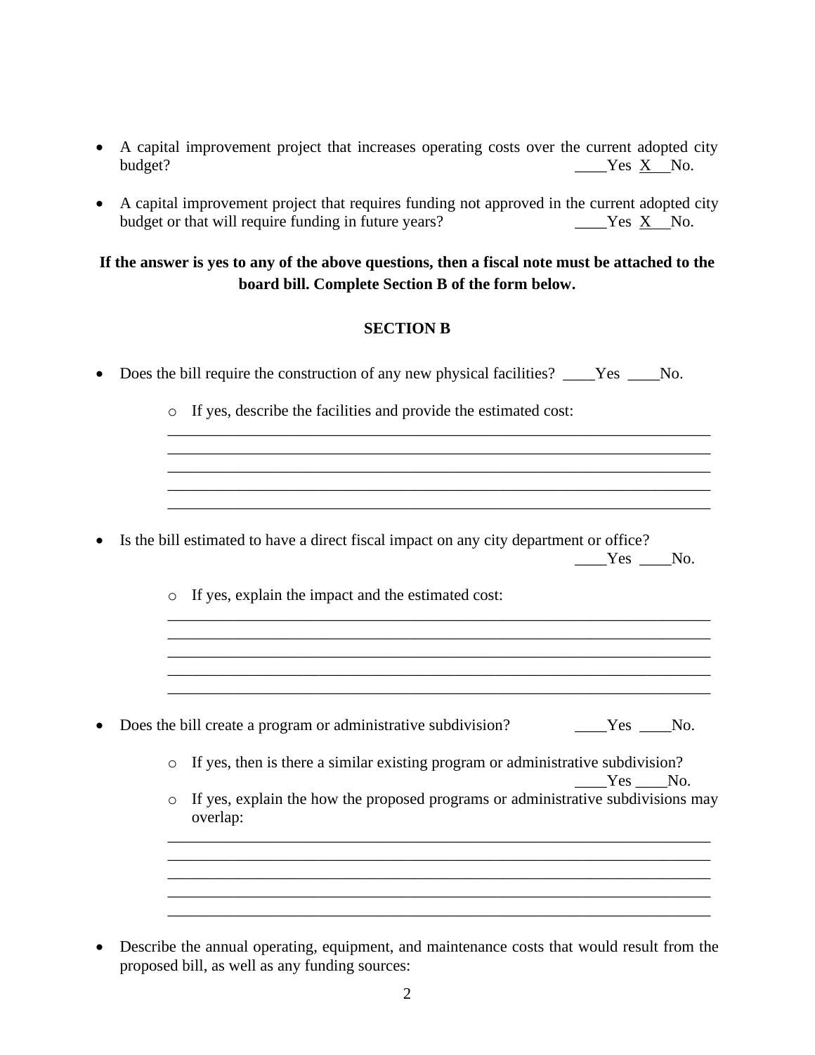- A capital improvement project that increases operating costs over the current adopted city budget? ____Yes X No.

- A capital improvement project that requires funding not approved in the current adopted city budget or that will require funding in future years? ____Yes X No.

**If the answer is yes to any of the above questions, then a fiscal note must be attached to the board bill. Complete Section B of the form below.**

**SECTION B**

- Does the bill require the construction of any new physical facilities? ____Yes ____No.

    - If yes, describe the facilities and provide the estimated cost:
    ______________________________________________________________________
    ______________________________________________________________________
    ______________________________________________________________________
    ______________________________________________________________________
    ______________________________________________________________________

- Is the bill estimated to have a direct fiscal impact on any city department or office? ____Yes ____No.

    - If yes, explain the impact and the estimated cost:
    ______________________________________________________________________
    ______________________________________________________________________
    ______________________________________________________________________
    ______________________________________________________________________
    ______________________________________________________________________

- Does the bill create a program or administrative subdivision? ____Yes ____No.

    - If yes, then is there a similar existing program or administrative subdivision? ____Yes ____No.
    - If yes, explain the how the proposed programs or administrative subdivisions may overlap:
    ______________________________________________________________________
    ______________________________________________________________________
    ______________________________________________________________________
    ______________________________________________________________________
    ______________________________________________________________________

- Describe the annual operating, equipment, and maintenance costs that would result from the proposed bill, as well as any funding sources: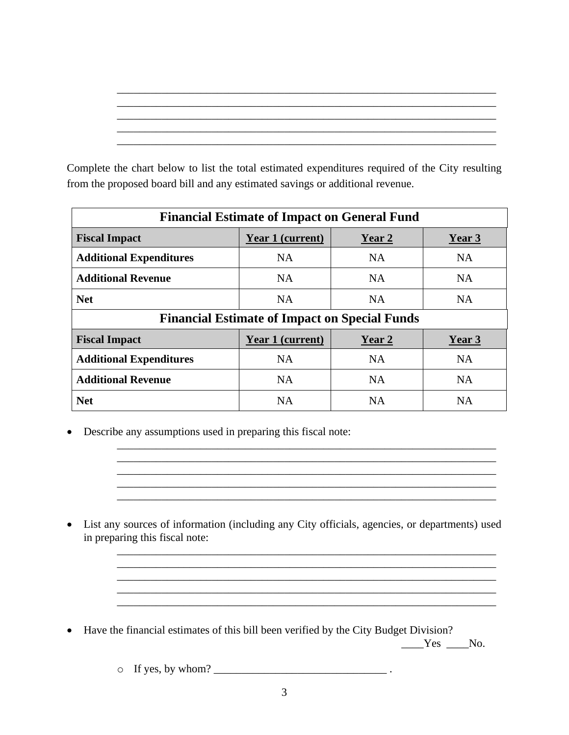_____________________________________________________________________
_____________________________________________________________________
_____________________________________________________________________
_____________________________________________________________________
_____________________________________________________________________

Complete the chart below to list the total estimated expenditures required of the City resulting from the proposed board bill and any estimated savings or additional revenue.

| **Financial Estimate of Impact on General Fund** | | | |
|---|---|---|---|
| **Fiscal Impact** | **Year 1 (current)** | **Year 2** | **Year 3** |
| **Additional Expenditures** | NA | NA | NA |
| **Additional Revenue** | NA | NA | NA |
| **Net** | NA | NA | NA |
| **Financial Estimate of Impact on Special Funds** | | | |
| **Fiscal Impact** | **Year 1 (current)** | **Year 2** | **Year 3** |
| **Additional Expenditures** | NA | NA | NA |
| **Additional Revenue** | NA | NA | NA |
| **Net** | NA | NA | NA |

- Describe any assumptions used in preparing this fiscal note:

_____________________________________________________________________
_____________________________________________________________________
_____________________________________________________________________
_____________________________________________________________________
_____________________________________________________________________

- List any sources of information (including any City officials, agencies, or departments) used in preparing this fiscal note:

_____________________________________________________________________
_____________________________________________________________________
_____________________________________________________________________
_____________________________________________________________________
_____________________________________________________________________

- Have the financial estimates of this bill been verified by the City Budget Division?
____Yes ____No.
  - If yes, by whom? _______________________________ .